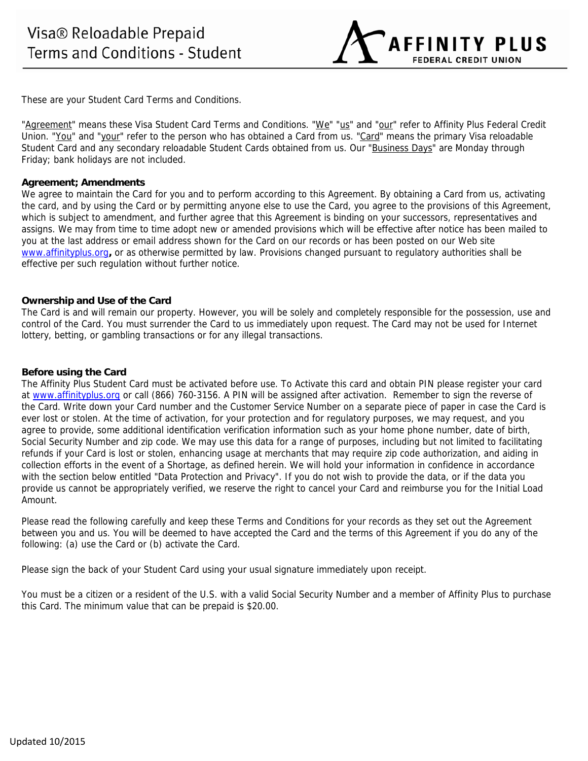# Visa® Reloadable Prepaid Terms and Conditions - Student

AFFINITY PLUS FEDERAL CREDIT UNION

These are your Student Card Terms and Conditions.

"Agreement" means these Visa Student Card Terms and Conditions. "We" "us" and "our" refer to Affinity Plus Federal Credit Union. "You" and "your" refer to the person who has obtained a Card from us. "Card" means the primary Visa reloadable Student Card and any secondary reloadable Student Cards obtained from us. Our "Business Days" are Monday through Friday; bank holidays are not included.

**Agreement; Amendments**

We agree to maintain the Card for you and to perform according to this Agreement. By obtaining a Card from us, activating the card, and by using the Card or by permitting anyone else to use the Card, you agree to the provisions of this Agreement, which is subject to amendment, and further agree that this Agreement is binding on your successors, representatives and assigns. We may from time to time adopt new or amended provisions which will be effective after notice has been mailed to you at the last address or email address shown for the Card on our records or has been posted on our Web site www.affinityplus.org**,** or as otherwise permitted by law. Provisions changed pursuant to regulatory authorities shall be effective per such regulation without further notice.

**Ownership and Use of the Card**

The Card is and will remain our property. However, you will be solely and completely responsible for the possession, use and control of the Card. You must surrender the Card to us immediately upon request. The Card may not be used for Internet lottery, betting, or gambling transactions or for any illegal transactions.

**Before using the Card**

The Affinity Plus Student Card must be activated before use. To Activate this card and obtain PIN please register your card at www.affinityplus.org or call (866) 760-3156. A PIN will be assigned after activation. Remember to sign the reverse of the Card. Write down your Card number and the Customer Service Number on a separate piece of paper in case the Card is ever lost or stolen. At the time of activation, for your protection and for regulatory purposes, we may request, and you agree to provide, some additional identification verification information such as your home phone number, date of birth, Social Security Number and zip code. We may use this data for a range of purposes, including but not limited to facilitating refunds if your Card is lost or stolen, enhancing usage at merchants that may require zip code authorization, and aiding in collection efforts in the event of a Shortage, as defined herein. We will hold your information in confidence in accordance with the section below entitled "Data Protection and Privacy". If you do not wish to provide the data, or if the data you provide us cannot be appropriately verified, we reserve the right to cancel your Card and reimburse you for the Initial Load Amount.

Please read the following carefully and keep these Terms and Conditions for your records as they set out the Agreement between you and us. You will be deemed to have accepted the Card and the terms of this Agreement if you do any of the following: (a) use the Card or (b) activate the Card.

Please sign the back of your Student Card using your usual signature immediately upon receipt.

You must be a citizen or a resident of the U.S. with a valid Social Security Number and a member of Affinity Plus to purchase this Card. The minimum value that can be prepaid is $20.00.

Updated 10/2015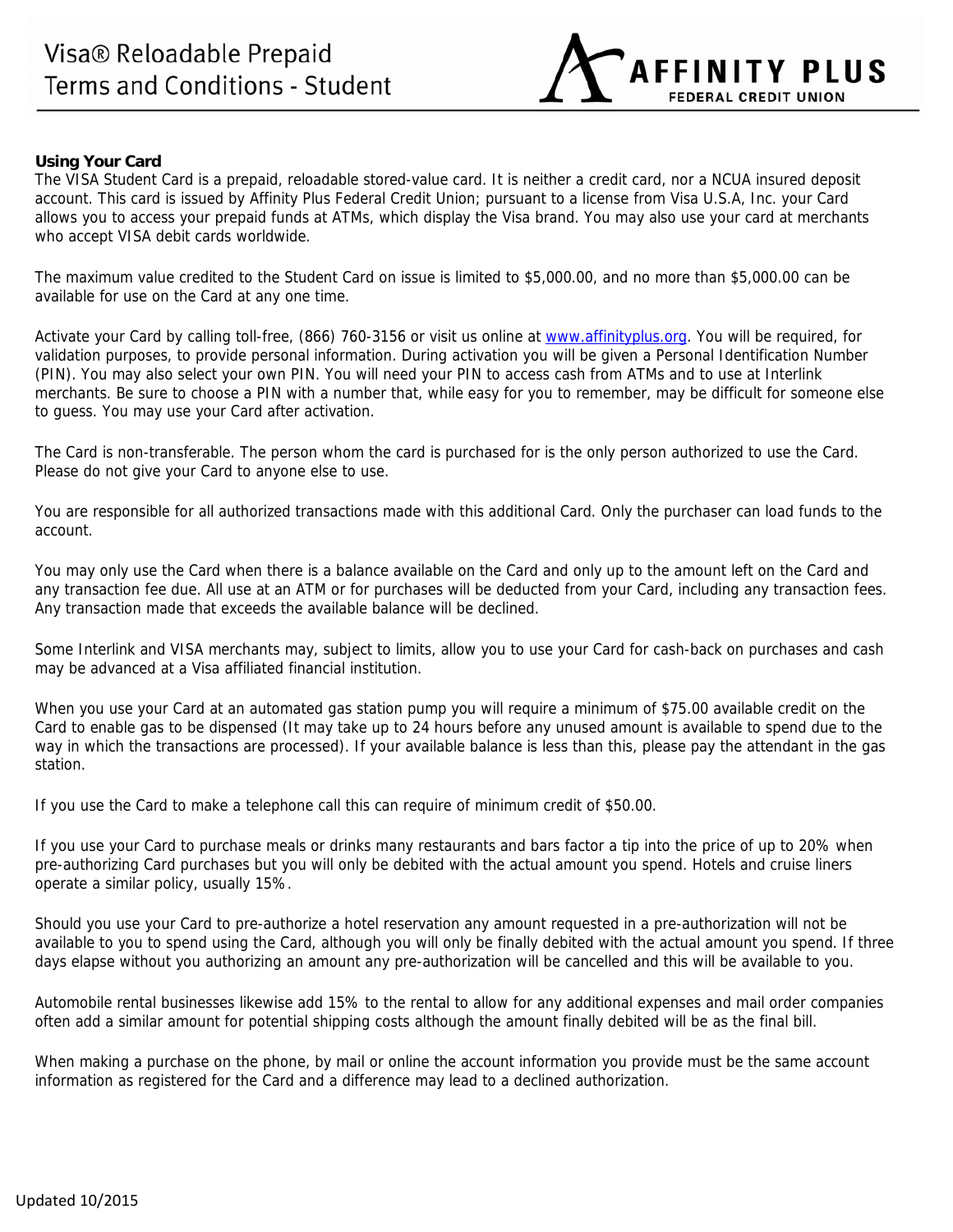# Visa® Reloadable Prepaid Terms and Conditions - Student

**Using Your Card**

The VISA Student Card is a prepaid, reloadable stored-value card. It is neither a credit card, nor a NCUA insured deposit account. This card is issued by Affinity Plus Federal Credit Union; pursuant to a license from Visa U.S.A, Inc. your Card allows you to access your prepaid funds at ATMs, which display the Visa brand. You may also use your card at merchants who accept VISA debit cards worldwide.

The maximum value credited to the Student Card on issue is limited to $5,000.00, and no more than $5,000.00 can be available for use on the Card at any one time.

Activate your Card by calling toll-free, (866) 760-3156 or visit us online at www.affinityplus.org. You will be required, for validation purposes, to provide personal information. During activation you will be given a Personal Identification Number (PIN). You may also select your own PIN. You will need your PIN to access cash from ATMs and to use at Interlink merchants. Be sure to choose a PIN with a number that, while easy for you to remember, may be difficult for someone else to guess. You may use your Card after activation.

The Card is non-transferable. The person whom the card is purchased for is the only person authorized to use the Card. Please do not give your Card to anyone else to use.

You are responsible for all authorized transactions made with this additional Card. Only the purchaser can load funds to the account.

You may only use the Card when there is a balance available on the Card and only up to the amount left on the Card and any transaction fee due. All use at an ATM or for purchases will be deducted from your Card, including any transaction fees. Any transaction made that exceeds the available balance will be declined.

Some Interlink and VISA merchants may, subject to limits, allow you to use your Card for cash-back on purchases and cash may be advanced at a Visa affiliated financial institution.

When you use your Card at an automated gas station pump you will require a minimum of $75.00 available credit on the Card to enable gas to be dispensed (It may take up to 24 hours before any unused amount is available to spend due to the way in which the transactions are processed). If your available balance is less than this, please pay the attendant in the gas station.

If you use the Card to make a telephone call this can require of minimum credit of $50.00.

If you use your Card to purchase meals or drinks many restaurants and bars factor a tip into the price of up to 20% when pre-authorizing Card purchases but you will only be debited with the actual amount you spend. Hotels and cruise liners operate a similar policy, usually 15%.

Should you use your Card to pre-authorize a hotel reservation any amount requested in a pre-authorization will not be available to you to spend using the Card, although you will only be finally debited with the actual amount you spend. If three days elapse without you authorizing an amount any pre-authorization will be cancelled and this will be available to you.

Automobile rental businesses likewise add 15% to the rental to allow for any additional expenses and mail order companies often add a similar amount for potential shipping costs although the amount finally debited will be as the final bill.

When making a purchase on the phone, by mail or online the account information you provide must be the same account information as registered for the Card and a difference may lead to a declined authorization.

Updated 10/2015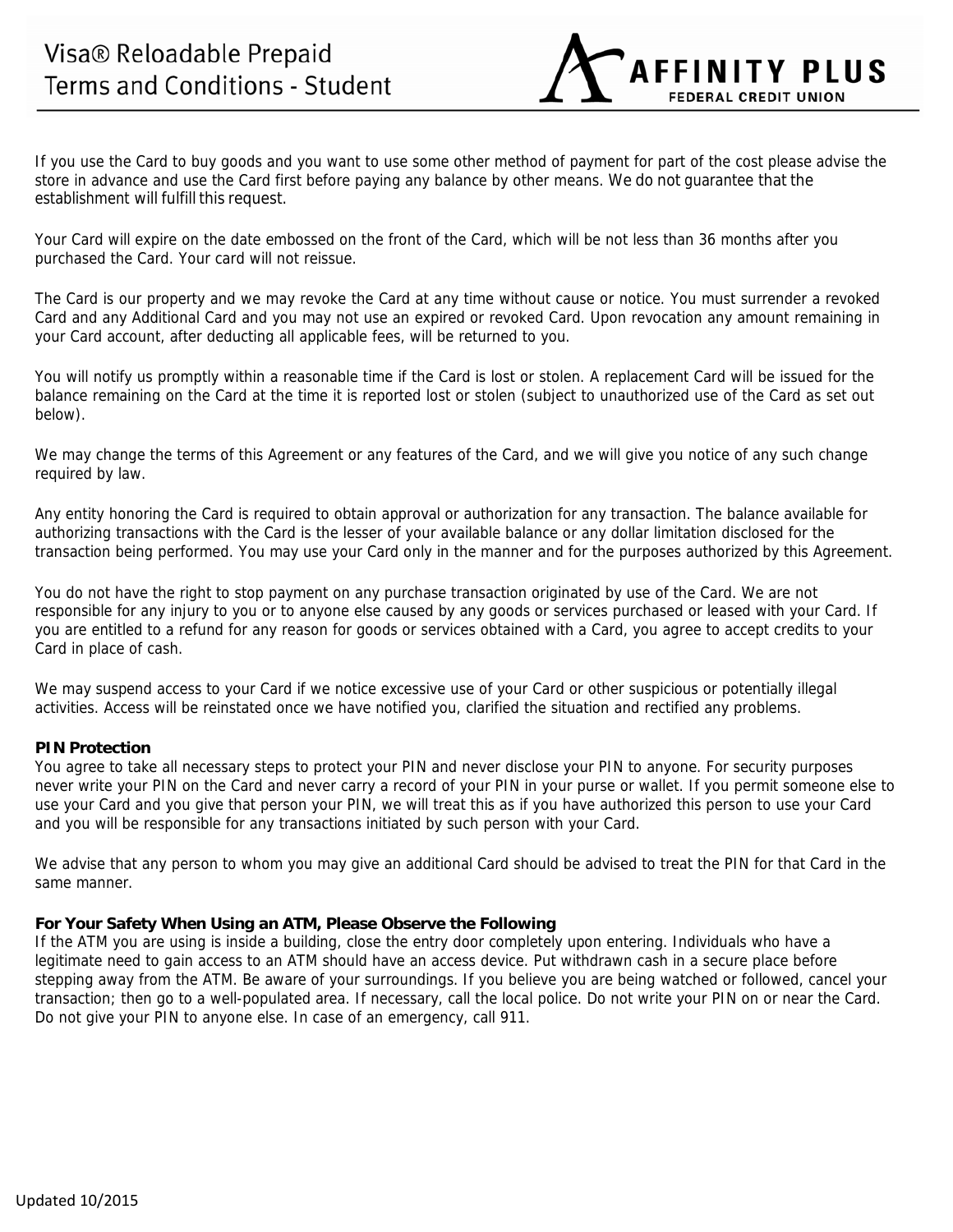If you use the Card to buy goods and you want to use some other method of payment for part of the cost please advise the store in advance and use the Card first before paying any balance by other means. We do not guarantee that the establishment will fulfill this request.

Your Card will expire on the date embossed on the front of the Card, which will be not less than 36 months after you purchased the Card. Your card will not reissue.

The Card is our property and we may revoke the Card at any time without cause or notice. You must surrender a revoked Card and any Additional Card and you may not use an expired or revoked Card. Upon revocation any amount remaining in your Card account, after deducting all applicable fees, will be returned to you.

You will notify us promptly within a reasonable time if the Card is lost or stolen. A replacement Card will be issued for the balance remaining on the Card at the time it is reported lost or stolen (subject to unauthorized use of the Card as set out below).

We may change the terms of this Agreement or any features of the Card, and we will give you notice of any such change required by law.

Any entity honoring the Card is required to obtain approval or authorization for any transaction. The balance available for authorizing transactions with the Card is the lesser of your available balance or any dollar limitation disclosed for the transaction being performed. You may use your Card only in the manner and for the purposes authorized by this Agreement.

You do not have the right to stop payment on any purchase transaction originated by use of the Card. We are not responsible for any injury to you or to anyone else caused by any goods or services purchased or leased with your Card. If you are entitled to a refund for any reason for goods or services obtained with a Card, you agree to accept credits to your Card in place of cash.

We may suspend access to your Card if we notice excessive use of your Card or other suspicious or potentially illegal activities. Access will be reinstated once we have notified you, clarified the situation and rectified any problems.

**PIN Protection**
You agree to take all necessary steps to protect your PIN and never disclose your PIN to anyone. For security purposes never write your PIN on the Card and never carry a record of your PIN in your purse or wallet. If you permit someone else to use your Card and you give that person your PIN, we will treat this as if you have authorized this person to use your Card and you will be responsible for any transactions initiated by such person with your Card.

We advise that any person to whom you may give an additional Card should be advised to treat the PIN for that Card in the same manner.

**For Your Safety When Using an ATM, Please Observe the Following**
If the ATM you are using is inside a building, close the entry door completely upon entering. Individuals who have a legitimate need to gain access to an ATM should have an access device. Put withdrawn cash in a secure place before stepping away from the ATM. Be aware of your surroundings. If you believe you are being watched or followed, cancel your transaction; then go to a well-populated area. If necessary, call the local police. Do not write your PIN on or near the Card. Do not give your PIN to anyone else. In case of an emergency, call 911.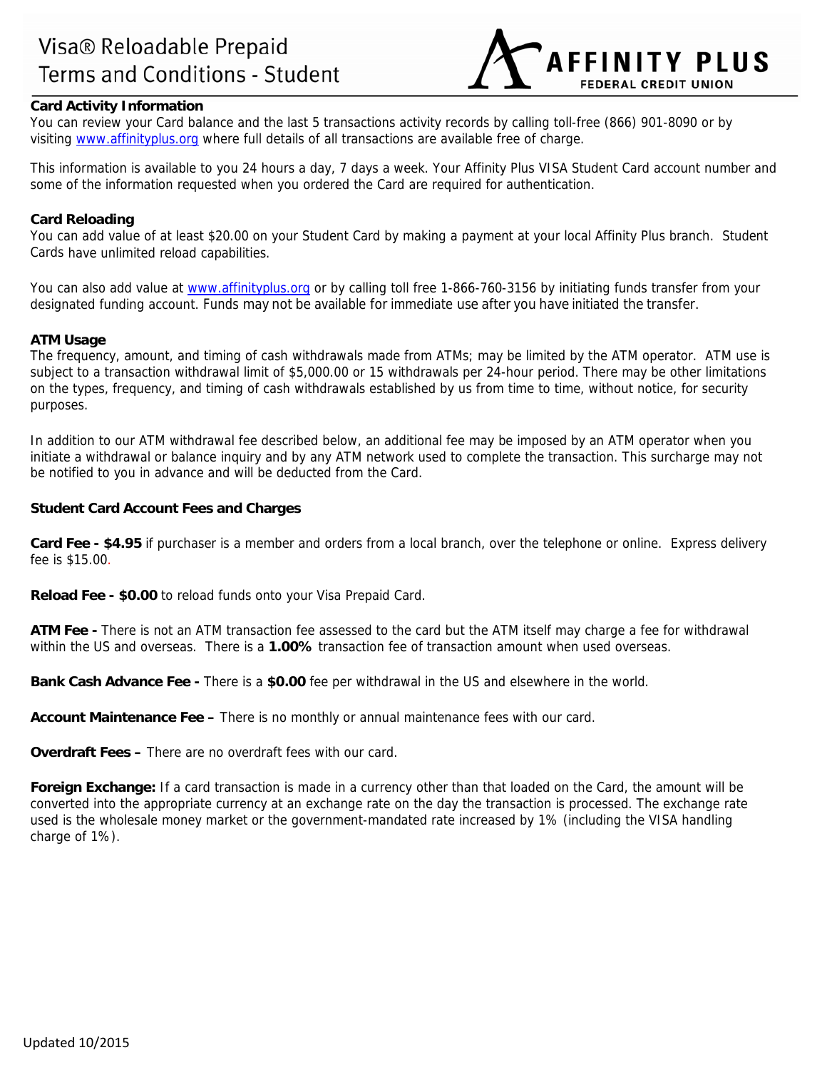# Visa® Reloadable Prepaid Terms and Conditions - Student

AFFINITY PLUS FEDERAL CREDIT UNION

**Card Activity Information**

You can review your Card balance and the last 5 transactions activity records by calling toll-free (866) 901-8090 or by visiting www.affinityplus.org where full details of all transactions are available free of charge.

This information is available to you 24 hours a day, 7 days a week. Your Affinity Plus VISA Student Card account number and some of the information requested when you ordered the Card are required for authentication.

**Card Reloading**

You can add value of at least $20.00 on your Student Card by making a payment at your local Affinity Plus branch. Student Cards have unlimited reload capabilities.

You can also add value at www.affinityplus.org or by calling toll free 1-866-760-3156 by initiating funds transfer from your designated funding account. Funds may not be available for immediate use after you have initiated the transfer.

**ATM Usage**

The frequency, amount, and timing of cash withdrawals made from ATMs; may be limited by the ATM operator. ATM use is subject to a transaction withdrawal limit of $5,000.00 or 15 withdrawals per 24-hour period. There may be other limitations on the types, frequency, and timing of cash withdrawals established by us from time to time, without notice, for security purposes.

In addition to our ATM withdrawal fee described below, an additional fee may be imposed by an ATM operator when you initiate a withdrawal or balance inquiry and by any ATM network used to complete the transaction. This surcharge may not be notified to you in advance and will be deducted from the Card.

**Student Card Account Fees and Charges**

**Card Fee - $4.95** if purchaser is a member and orders from a local branch, over the telephone or online. Express delivery fee is $15.00.

**Reload Fee - $0.00** to reload funds onto your Visa Prepaid Card.

**ATM Fee -** There is not an ATM transaction fee assessed to the card but the ATM itself may charge a fee for withdrawal within the US and overseas. There is a **1.00%** transaction fee of transaction amount when used overseas.

**Bank Cash Advance Fee -** There is a **$0.00** fee per withdrawal in the US and elsewhere in the world.

**Account Maintenance Fee –** There is no monthly or annual maintenance fees with our card.

**Overdraft Fees –** There are no overdraft fees with our card.

**Foreign Exchange:** If a card transaction is made in a currency other than that loaded on the Card, the amount will be converted into the appropriate currency at an exchange rate on the day the transaction is processed. The exchange rate used is the wholesale money market or the government-mandated rate increased by 1% (including the VISA handling charge of 1%).

Updated 10/2015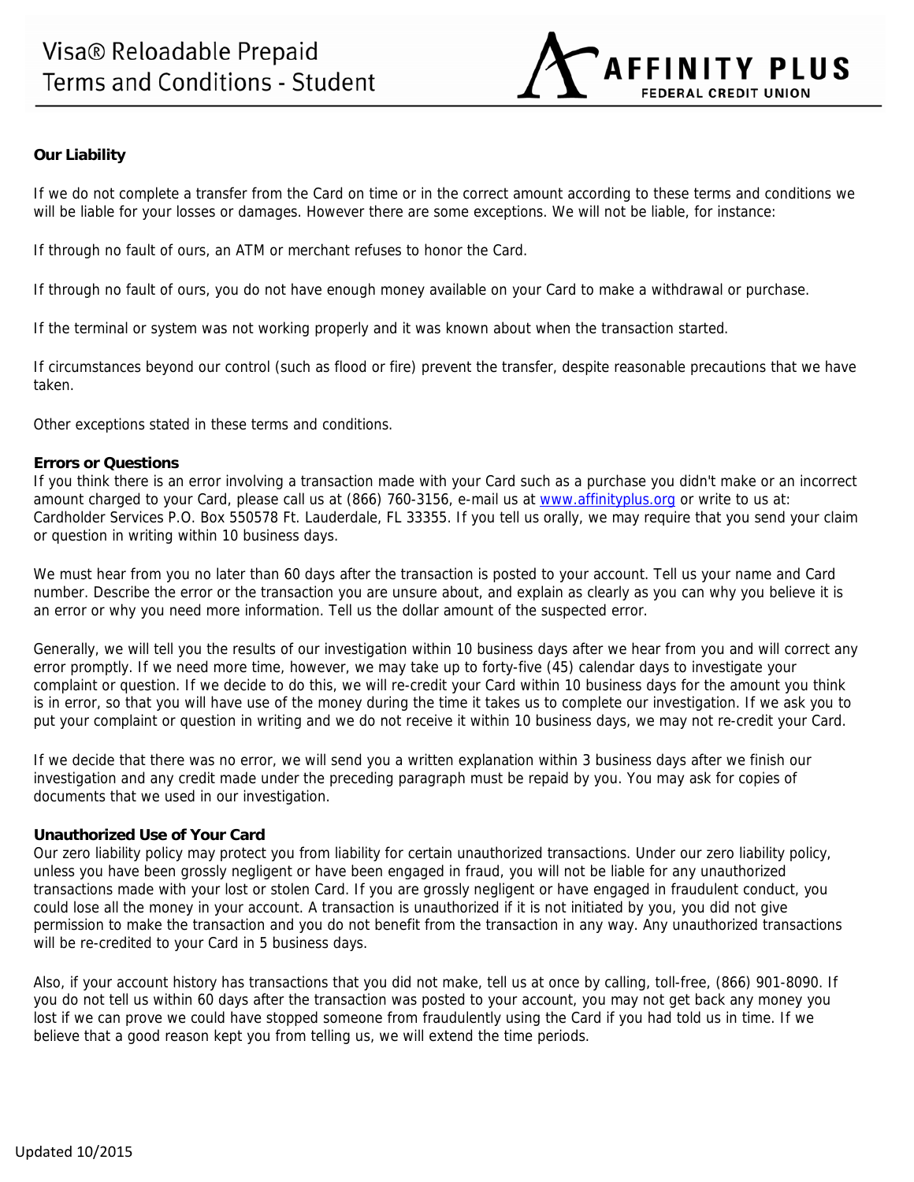## Our Liability

If we do not complete a transfer from the Card on time or in the correct amount according to these terms and conditions we will be liable for your losses or damages. However there are some exceptions. We will not be liable, for instance:

If through no fault of ours, an ATM or merchant refuses to honor the Card.

If through no fault of ours, you do not have enough money available on your Card to make a withdrawal or purchase.

If the terminal or system was not working properly and it was known about when the transaction started.

If circumstances beyond our control (such as flood or fire) prevent the transfer, despite reasonable precautions that we have taken.

Other exceptions stated in these terms and conditions.

## Errors or Questions

If you think there is an error involving a transaction made with your Card such as a purchase you didn't make or an incorrect amount charged to your Card, please call us at (866) 760-3156, e-mail us at www.affinityplus.org or write to us at: Cardholder Services P.O. Box 550578 Ft. Lauderdale, FL 33355. If you tell us orally, we may require that you send your claim or question in writing within 10 business days.

We must hear from you no later than 60 days after the transaction is posted to your account. Tell us your name and Card number. Describe the error or the transaction you are unsure about, and explain as clearly as you can why you believe it is an error or why you need more information. Tell us the dollar amount of the suspected error.

Generally, we will tell you the results of our investigation within 10 business days after we hear from you and will correct any error promptly. If we need more time, however, we may take up to forty-five (45) calendar days to investigate your complaint or question. If we decide to do this, we will re-credit your Card within 10 business days for the amount you think is in error, so that you will have use of the money during the time it takes us to complete our investigation. If we ask you to put your complaint or question in writing and we do not receive it within 10 business days, we may not re-credit your Card.

If we decide that there was no error, we will send you a written explanation within 3 business days after we finish our investigation and any credit made under the preceding paragraph must be repaid by you. You may ask for copies of documents that we used in our investigation.

## Unauthorized Use of Your Card

Our zero liability policy may protect you from liability for certain unauthorized transactions. Under our zero liability policy, unless you have been grossly negligent or have been engaged in fraud, you will not be liable for any unauthorized transactions made with your lost or stolen Card. If you are grossly negligent or have engaged in fraudulent conduct, you could lose all the money in your account. A transaction is unauthorized if it is not initiated by you, you did not give permission to make the transaction and you do not benefit from the transaction in any way. Any unauthorized transactions will be re-credited to your Card in 5 business days.

Also, if your account history has transactions that you did not make, tell us at once by calling, toll-free, (866) 901-8090. If you do not tell us within 60 days after the transaction was posted to your account, you may not get back any money you lost if we can prove we could have stopped someone from fraudulently using the Card if you had told us in time. If we believe that a good reason kept you from telling us, we will extend the time periods.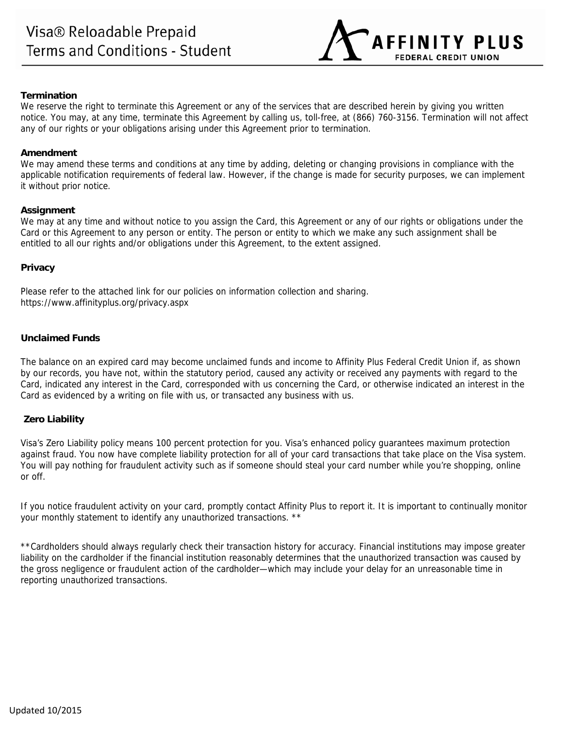### Termination

We reserve the right to terminate this Agreement or any of the services that are described herein by giving you written notice. You may, at any time, terminate this Agreement by calling us, toll-free, at (866) 760-3156. Termination will not affect any of our rights or your obligations arising under this Agreement prior to termination.

### Amendment

We may amend these terms and conditions at any time by adding, deleting or changing provisions in compliance with the applicable notification requirements of federal law. However, if the change is made for security purposes, we can implement it without prior notice.

### Assignment

We may at any time and without notice to you assign the Card, this Agreement or any of our rights or obligations under the Card or this Agreement to any person or entity. The person or entity to which we make any such assignment shall be entitled to all our rights and/or obligations under this Agreement, to the extent assigned.

### Privacy

Please refer to the attached link for our policies on information collection and sharing.
https://www.affinityplus.org/privacy.aspx

### Unclaimed Funds

The balance on an expired card may become unclaimed funds and income to Affinity Plus Federal Credit Union if, as shown by our records, you have not, within the statutory period, caused any activity or received any payments with regard to the Card, indicated any interest in the Card, corresponded with us concerning the Card, or otherwise indicated an interest in the Card as evidenced by a writing on file with us, or transacted any business with us.

### Zero Liability

Visa's Zero Liability policy means 100 percent protection for you. Visa's enhanced policy guarantees maximum protection against fraud. You now have complete liability protection for all of your card transactions that take place on the Visa system. You will pay nothing for fraudulent activity such as if someone should steal your card number while you're shopping, online or off.

If you notice fraudulent activity on your card, promptly contact Affinity Plus to report it. It is important to continually monitor your monthly statement to identify any unauthorized transactions. **

**Cardholders should always regularly check their transaction history for accuracy. Financial institutions may impose greater liability on the cardholder if the financial institution reasonably determines that the unauthorized transaction was caused by the gross negligence or fraudulent action of the cardholder—which may include your delay for an unreasonable time in reporting unauthorized transactions.

Updated 10/2015